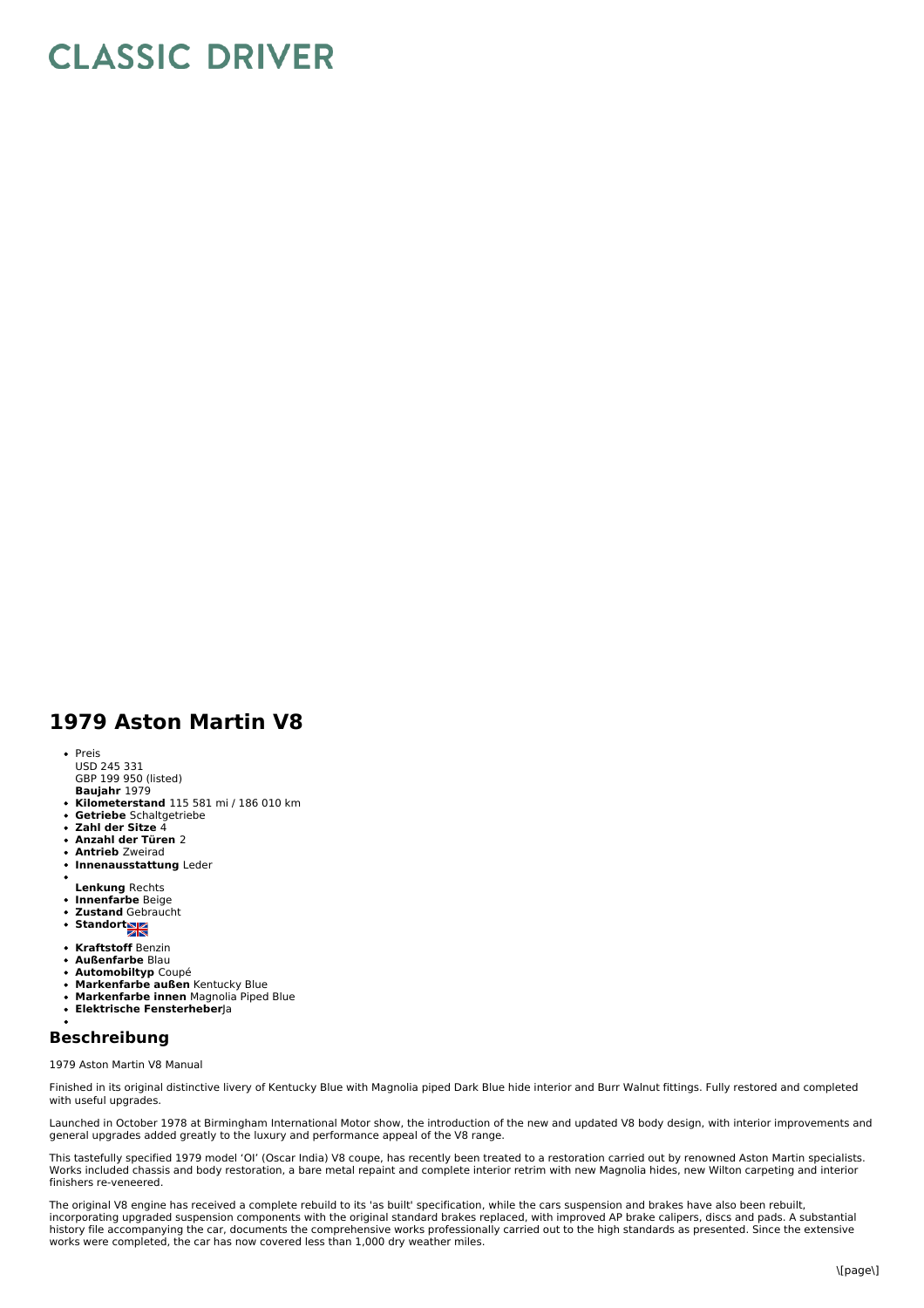# CLASSIC DRIVER

## 1979 Aston Martin V8

- Preis
  USD 245 331
  GBP 199 950 (listed)
  **Baujahr** 1979
- **Kilometerstand** 115 581 mi / 186 010 km
- **Getriebe** Schaltgetriebe
- **Zahl der Sitze** 4
- **Anzahl der Türen** 2
- **Antrieb** Zweirad
- **Innenausstattung** Leder
- **Lenkung** Rechts
- **Innenfarbe** Beige
- **Zustand** Gebraucht
- **Standort**
- **Kraftstoff** Benzin
- **Außenfarbe** Blau
- **Automobiltyp** Coupé
- **Markenfarbe außen** Kentucky Blue
- **Markenfarbe innen** Magnolia Piped Blue
- **Elektrische Fensterheber** Ja

## Beschreibung

1979 Aston Martin V8 Manual

Finished in its original distinctive livery of Kentucky Blue with Magnolia piped Dark Blue hide interior and Burr Walnut fittings. Fully restored and completed with useful upgrades.

Launched in October 1978 at Birmingham International Motor show, the introduction of the new and updated V8 body design, with interior improvements and general upgrades added greatly to the luxury and performance appeal of the V8 range.

This tastefully specified 1979 model 'OI' (Oscar India) V8 coupe, has recently been treated to a restoration carried out by renowned Aston Martin specialists. Works included chassis and body restoration, a bare metal repaint and complete interior retrim with new Magnolia hides, new Wilton carpeting and interior finishers re-veneered.

The original V8 engine has received a complete rebuild to its 'as built' specification, while the cars suspension and brakes have also been rebuilt, incorporating upgraded suspension components with the original standard brakes replaced, with improved AP brake calipers, discs and pads. A substantial history file accompanying the car, documents the comprehensive works professionally carried out to the high standards as presented. Since the extensive works were completed, the car has now covered less than 1,000 dry weather miles.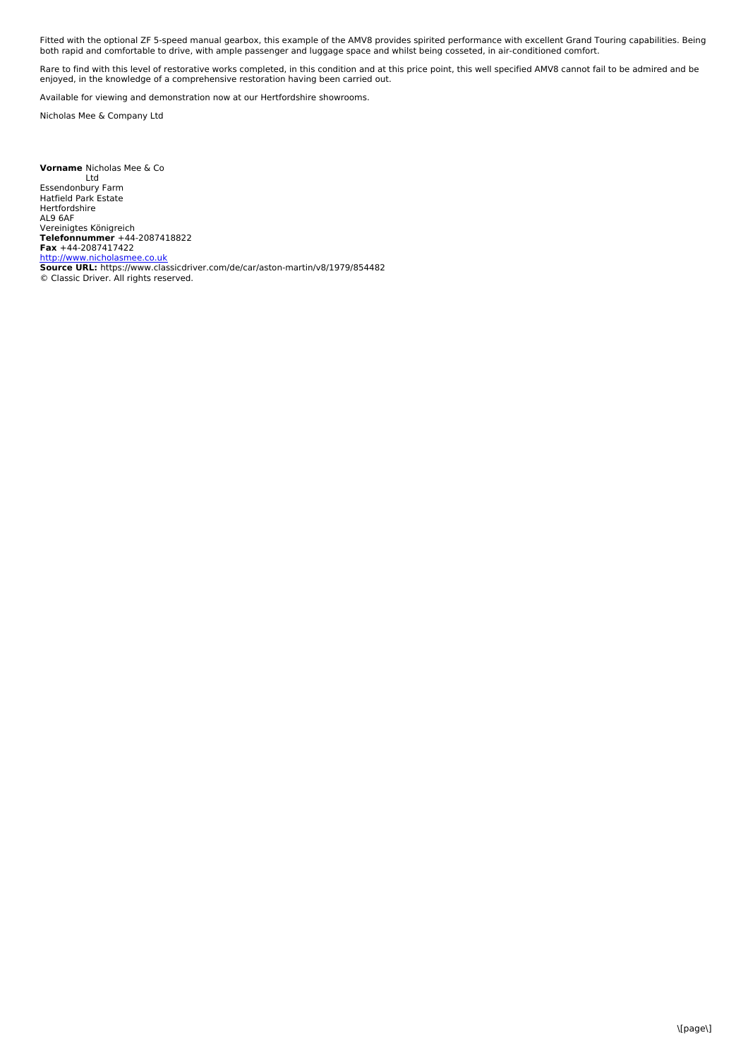Fitted with the optional ZF 5-speed manual gearbox, this example of the AMV8 provides spirited performance with excellent Grand Touring capabilities. Being both rapid and comfortable to drive, with ample passenger and luggage space and whilst being cosseted, in air-conditioned comfort.

Rare to find with this level of restorative works completed, in this condition and at this price point, this well specified AMV8 cannot fail to be admired and be enjoyed, in the knowledge of a comprehensive restoration having been carried out.

Available for viewing and demonstration now at our Hertfordshire showrooms.

Nicholas Mee & Company Ltd

**Vorname** Nicholas Mee & Co Ltd
Essendonbury Farm
Hatfield Park Estate
Hertfordshire
AL9 6AF
Vereinigtes Königreich
**Telefonnummer** +44-2087418822
**Fax** +44-2087417422
http://www.nicholasmee.co.uk
**Source URL:** https://www.classicdriver.com/de/car/aston-martin/v8/1979/854482
© Classic Driver. All rights reserved.